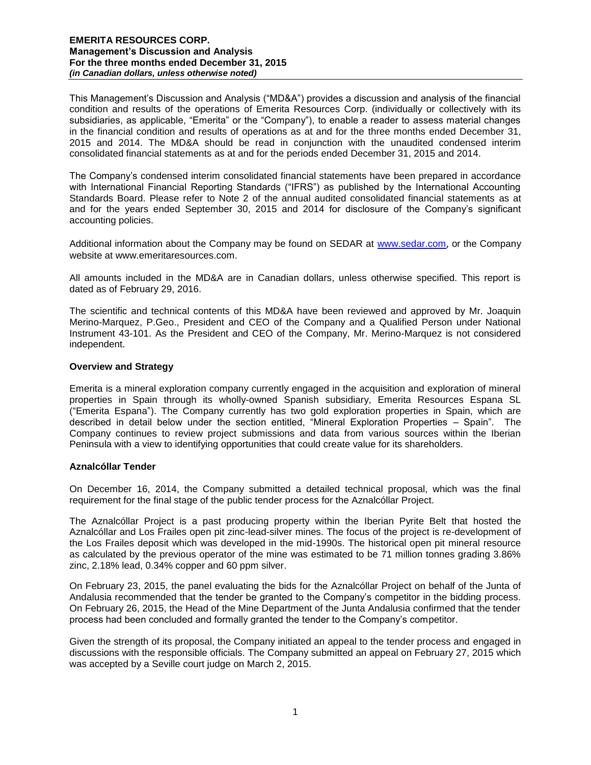This Management's Discussion and Analysis ("MD&A") provides a discussion and analysis of the financial condition and results of the operations of Emerita Resources Corp. (individually or collectively with its subsidiaries, as applicable, "Emerita" or the "Company"), to enable a reader to assess material changes in the financial condition and results of operations as at and for the three months ended December 31, 2015 and 2014. The MD&A should be read in conjunction with the unaudited condensed interim consolidated financial statements as at and for the periods ended December 31, 2015 and 2014.

The Company's condensed interim consolidated financial statements have been prepared in accordance with International Financial Reporting Standards ("IFRS") as published by the International Accounting Standards Board. Please refer to Note 2 of the annual audited consolidated financial statements as at and for the years ended September 30, 2015 and 2014 for disclosure of the Company's significant accounting policies.

Additional information about the Company may be found on SEDAR at www.sedar.com, or the Company website at www.emeritaresources.com.

All amounts included in the MD&A are in Canadian dollars, unless otherwise specified. This report is dated as of February 29, 2016.

The scientific and technical contents of this MD&A have been reviewed and approved by Mr. Joaquin Merino-Marquez, P.Geo., President and CEO of the Company and a Qualified Person under National Instrument 43-101. As the President and CEO of the Company, Mr. Merino-Marquez is not considered independent.

## Overview and Strategy

Emerita is a mineral exploration company currently engaged in the acquisition and exploration of mineral properties in Spain through its wholly-owned Spanish subsidiary, Emerita Resources Espana SL ("Emerita Espana"). The Company currently has two gold exploration properties in Spain, which are described in detail below under the section entitled, "Mineral Exploration Properties – Spain". The Company continues to review project submissions and data from various sources within the Iberian Peninsula with a view to identifying opportunities that could create value for its shareholders.

## Aznalcóllar Tender

On December 16, 2014, the Company submitted a detailed technical proposal, which was the final requirement for the final stage of the public tender process for the Aznalcóllar Project.

The Aznalcóllar Project is a past producing property within the Iberian Pyrite Belt that hosted the Aznalcóllar and Los Frailes open pit zinc-lead-silver mines. The focus of the project is re-development of the Los Frailes deposit which was developed in the mid-1990s. The historical open pit mineral resource as calculated by the previous operator of the mine was estimated to be 71 million tonnes grading 3.86% zinc, 2.18% lead, 0.34% copper and 60 ppm silver.

On February 23, 2015, the panel evaluating the bids for the Aznalcóllar Project on behalf of the Junta of Andalusia recommended that the tender be granted to the Company's competitor in the bidding process. On February 26, 2015, the Head of the Mine Department of the Junta Andalusia confirmed that the tender process had been concluded and formally granted the tender to the Company's competitor.

Given the strength of its proposal, the Company initiated an appeal to the tender process and engaged in discussions with the responsible officials. The Company submitted an appeal on February 27, 2015 which was accepted by a Seville court judge on March 2, 2015.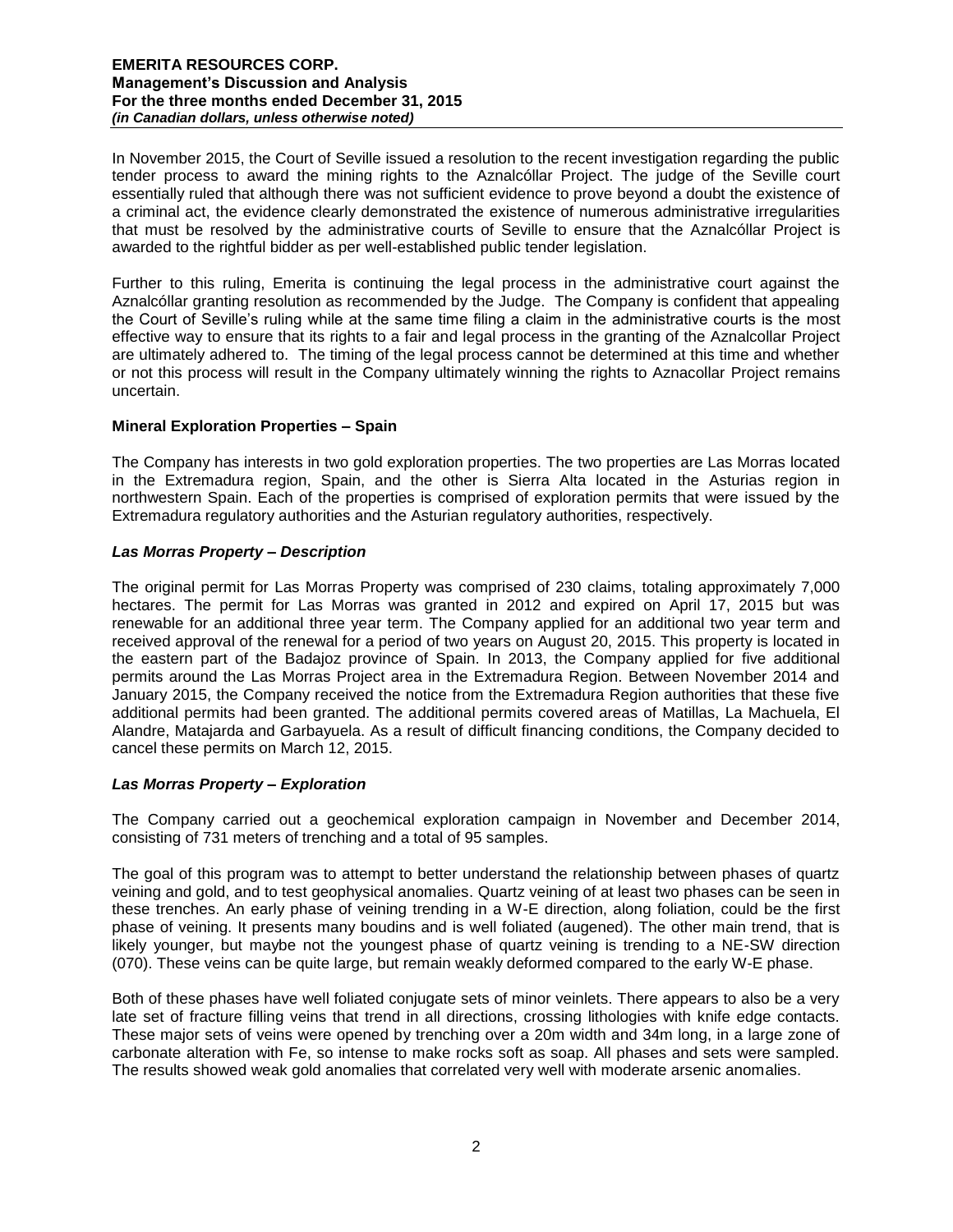In November 2015, the Court of Seville issued a resolution to the recent investigation regarding the public tender process to award the mining rights to the Aznalcóllar Project. The judge of the Seville court essentially ruled that although there was not sufficient evidence to prove beyond a doubt the existence of a criminal act, the evidence clearly demonstrated the existence of numerous administrative irregularities that must be resolved by the administrative courts of Seville to ensure that the Aznalcóllar Project is awarded to the rightful bidder as per well-established public tender legislation.

Further to this ruling, Emerita is continuing the legal process in the administrative court against the Aznalcóllar granting resolution as recommended by the Judge. The Company is confident that appealing the Court of Seville's ruling while at the same time filing a claim in the administrative courts is the most effective way to ensure that its rights to a fair and legal process in the granting of the Aznalcollar Project are ultimately adhered to. The timing of the legal process cannot be determined at this time and whether or not this process will result in the Company ultimately winning the rights to Aznacollar Project remains uncertain.

**Mineral Exploration Properties – Spain**

The Company has interests in two gold exploration properties. The two properties are Las Morras located in the Extremadura region, Spain, and the other is Sierra Alta located in the Asturias region in northwestern Spain. Each of the properties is comprised of exploration permits that were issued by the Extremadura regulatory authorities and the Asturian regulatory authorities, respectively.

***Las Morras Property – Description***

The original permit for Las Morras Property was comprised of 230 claims, totaling approximately 7,000 hectares. The permit for Las Morras was granted in 2012 and expired on April 17, 2015 but was renewable for an additional three year term. The Company applied for an additional two year term and received approval of the renewal for a period of two years on August 20, 2015. This property is located in the eastern part of the Badajoz province of Spain. In 2013, the Company applied for five additional permits around the Las Morras Project area in the Extremadura Region. Between November 2014 and January 2015, the Company received the notice from the Extremadura Region authorities that these five additional permits had been granted. The additional permits covered areas of Matillas, La Machuela, El Alandre, Matajarda and Garbayuela. As a result of difficult financing conditions, the Company decided to cancel these permits on March 12, 2015.

***Las Morras Property – Exploration***

The Company carried out a geochemical exploration campaign in November and December 2014, consisting of 731 meters of trenching and a total of 95 samples.

The goal of this program was to attempt to better understand the relationship between phases of quartz veining and gold, and to test geophysical anomalies. Quartz veining of at least two phases can be seen in these trenches. An early phase of veining trending in a W-E direction, along foliation, could be the first phase of veining. It presents many boudins and is well foliated (augened). The other main trend, that is likely younger, but maybe not the youngest phase of quartz veining is trending to a NE-SW direction (070). These veins can be quite large, but remain weakly deformed compared to the early W-E phase.

Both of these phases have well foliated conjugate sets of minor veinlets. There appears to also be a very late set of fracture filling veins that trend in all directions, crossing lithologies with knife edge contacts. These major sets of veins were opened by trenching over a 20m width and 34m long, in a large zone of carbonate alteration with Fe, so intense to make rocks soft as soap. All phases and sets were sampled. The results showed weak gold anomalies that correlated very well with moderate arsenic anomalies.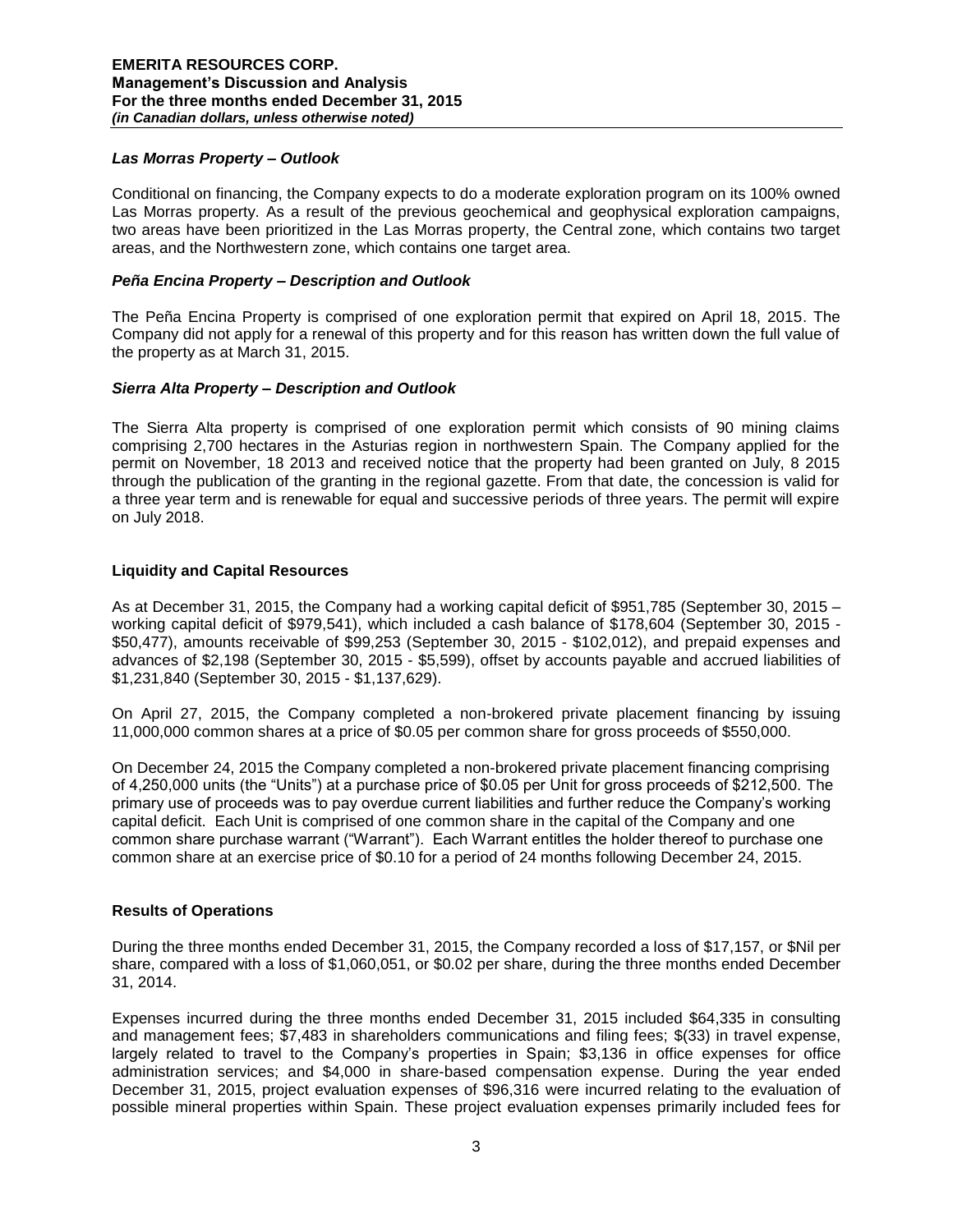### *Las Morras Property – Outlook*

Conditional on financing, the Company expects to do a moderate exploration program on its 100% owned Las Morras property. As a result of the previous geochemical and geophysical exploration campaigns, two areas have been prioritized in the Las Morras property, the Central zone, which contains two target areas, and the Northwestern zone, which contains one target area.

### *Peña Encina Property – Description and Outlook*

The Peña Encina Property is comprised of one exploration permit that expired on April 18, 2015. The Company did not apply for a renewal of this property and for this reason has written down the full value of the property as at March 31, 2015.

### *Sierra Alta Property – Description and Outlook*

The Sierra Alta property is comprised of one exploration permit which consists of 90 mining claims comprising 2,700 hectares in the Asturias region in northwestern Spain. The Company applied for the permit on November, 18 2013 and received notice that the property had been granted on July, 8 2015 through the publication of the granting in the regional gazette. From that date, the concession is valid for a three year term and is renewable for equal and successive periods of three years. The permit will expire on July 2018.

## **Liquidity and Capital Resources**

As at December 31, 2015, the Company had a working capital deficit of $951,785 (September 30, 2015 – working capital deficit of $979,541), which included a cash balance of $178,604 (September 30, 2015 - $50,477), amounts receivable of $99,253 (September 30, 2015 - $102,012), and prepaid expenses and advances of $2,198 (September 30, 2015 - $5,599), offset by accounts payable and accrued liabilities of $1,231,840 (September 30, 2015 - $1,137,629).

On April 27, 2015, the Company completed a non-brokered private placement financing by issuing 11,000,000 common shares at a price of $0.05 per common share for gross proceeds of $550,000.

On December 24, 2015 the Company completed a non-brokered private placement financing comprising of 4,250,000 units (the "Units") at a purchase price of $0.05 per Unit for gross proceeds of $212,500. The primary use of proceeds was to pay overdue current liabilities and further reduce the Company's working capital deficit. Each Unit is comprised of one common share in the capital of the Company and one common share purchase warrant ("Warrant"). Each Warrant entitles the holder thereof to purchase one common share at an exercise price of $0.10 for a period of 24 months following December 24, 2015.

## **Results of Operations**

During the three months ended December 31, 2015, the Company recorded a loss of $17,157, or $Nil per share, compared with a loss of $1,060,051, or $0.02 per share, during the three months ended December 31, 2014.

Expenses incurred during the three months ended December 31, 2015 included $64,335 in consulting and management fees; $7,483 in shareholders communications and filing fees; $(33) in travel expense, largely related to travel to the Company's properties in Spain; $3,136 in office expenses for office administration services; and $4,000 in share-based compensation expense. During the year ended December 31, 2015, project evaluation expenses of $96,316 were incurred relating to the evaluation of possible mineral properties within Spain. These project evaluation expenses primarily included fees for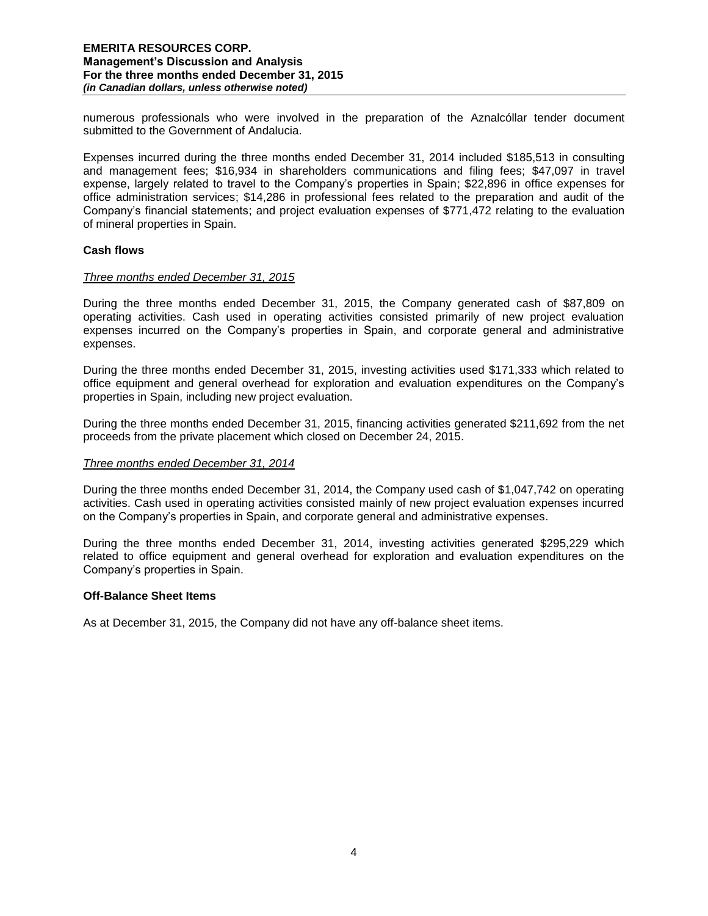numerous professionals who were involved in the preparation of the Aznalcóllar tender document submitted to the Government of Andalucia.

Expenses incurred during the three months ended December 31, 2014 included $185,513 in consulting and management fees; $16,934 in shareholders communications and filing fees; $47,097 in travel expense, largely related to travel to the Company's properties in Spain; $22,896 in office expenses for office administration services; $14,286 in professional fees related to the preparation and audit of the Company's financial statements; and project evaluation expenses of $771,472 relating to the evaluation of mineral properties in Spain.

**Cash flows**

*Three months ended December 31, 2015*

During the three months ended December 31, 2015, the Company generated cash of $87,809 on operating activities. Cash used in operating activities consisted primarily of new project evaluation expenses incurred on the Company's properties in Spain, and corporate general and administrative expenses.

During the three months ended December 31, 2015, investing activities used $171,333 which related to office equipment and general overhead for exploration and evaluation expenditures on the Company's properties in Spain, including new project evaluation.

During the three months ended December 31, 2015, financing activities generated $211,692 from the net proceeds from the private placement which closed on December 24, 2015.

*Three months ended December 31, 2014*

During the three months ended December 31, 2014, the Company used cash of $1,047,742 on operating activities. Cash used in operating activities consisted mainly of new project evaluation expenses incurred on the Company's properties in Spain, and corporate general and administrative expenses.

During the three months ended December 31, 2014, investing activities generated $295,229 which related to office equipment and general overhead for exploration and evaluation expenditures on the Company's properties in Spain.

**Off-Balance Sheet Items**

As at December 31, 2015, the Company did not have any off-balance sheet items.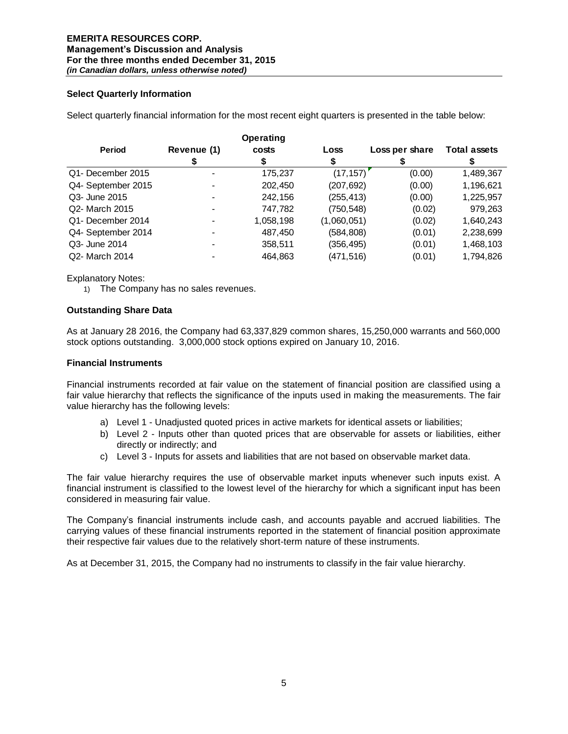### Select Quarterly Information

Select quarterly financial information for the most recent eight quarters is presented in the table below:

| Period | Revenue (1) | Operating costs | Loss | Loss per share | Total assets |
|---|---|---|---|---|---|
| | $ | $ | $ | $ | $ |
| Q1- December 2015 | - | 175,237 | (17,157) | (0.00) | 1,489,367 |
| Q4- September 2015 | - | 202,450 | (207,692) | (0.00) | 1,196,621 |
| Q3- June 2015 | - | 242,156 | (255,413) | (0.00) | 1,225,957 |
| Q2- March 2015 | - | 747,782 | (750,548) | (0.02) | 979,263 |
| Q1- December 2014 | - | 1,058,198 | (1,060,051) | (0.02) | 1,640,243 |
| Q4- September 2014 | - | 487,450 | (584,808) | (0.01) | 2,238,699 |
| Q3- June 2014 | - | 358,511 | (356,495) | (0.01) | 1,468,103 |
| Q2- March 2014 | - | 464,863 | (471,516) | (0.01) | 1,794,826 |

Explanatory Notes:

1) The Company has no sales revenues.

### Outstanding Share Data

As at January 28 2016, the Company had 63,337,829 common shares, 15,250,000 warrants and 560,000 stock options outstanding. 3,000,000 stock options expired on January 10, 2016.

### Financial Instruments

Financial instruments recorded at fair value on the statement of financial position are classified using a fair value hierarchy that reflects the significance of the inputs used in making the measurements. The fair value hierarchy has the following levels:

a) Level 1 - Unadjusted quoted prices in active markets for identical assets or liabilities;
b) Level 2 - Inputs other than quoted prices that are observable for assets or liabilities, either directly or indirectly; and
c) Level 3 - Inputs for assets and liabilities that are not based on observable market data.

The fair value hierarchy requires the use of observable market inputs whenever such inputs exist. A financial instrument is classified to the lowest level of the hierarchy for which a significant input has been considered in measuring fair value.

The Company's financial instruments include cash, and accounts payable and accrued liabilities. The carrying values of these financial instruments reported in the statement of financial position approximate their respective fair values due to the relatively short-term nature of these instruments.

As at December 31, 2015, the Company had no instruments to classify in the fair value hierarchy.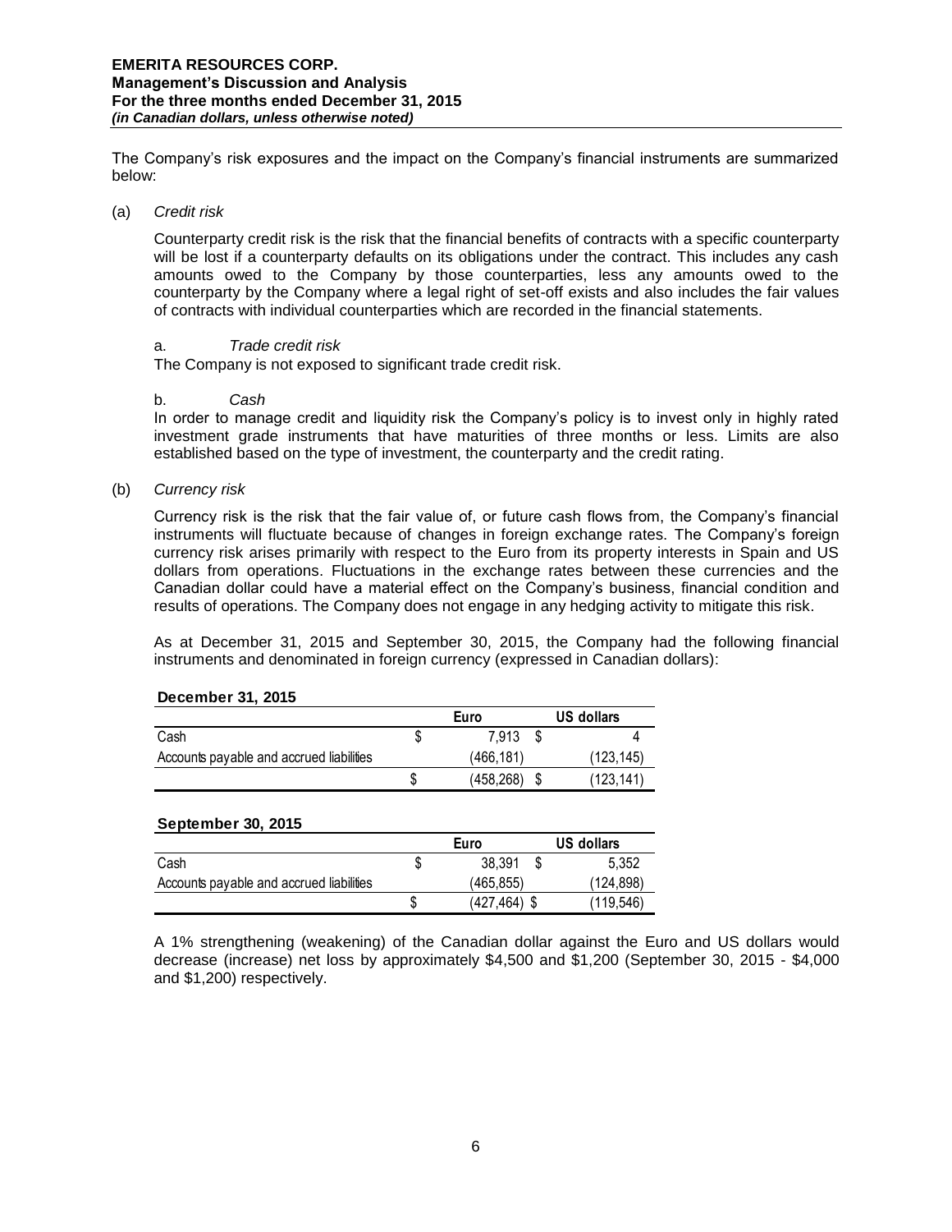The Company's risk exposures and the impact on the Company's financial instruments are summarized below:

(a) *Credit risk*

Counterparty credit risk is the risk that the financial benefits of contracts with a specific counterparty will be lost if a counterparty defaults on its obligations under the contract. This includes any cash amounts owed to the Company by those counterparties, less any amounts owed to the counterparty by the Company where a legal right of set-off exists and also includes the fair values of contracts with individual counterparties which are recorded in the financial statements.

a. *Trade credit risk*
The Company is not exposed to significant trade credit risk.

b. *Cash*
In order to manage credit and liquidity risk the Company's policy is to invest only in highly rated investment grade instruments that have maturities of three months or less. Limits are also established based on the type of investment, the counterparty and the credit rating.

(b) *Currency risk*

Currency risk is the risk that the fair value of, or future cash flows from, the Company's financial instruments will fluctuate because of changes in foreign exchange rates. The Company's foreign currency risk arises primarily with respect to the Euro from its property interests in Spain and US dollars from operations. Fluctuations in the exchange rates between these currencies and the Canadian dollar could have a material effect on the Company's business, financial condition and results of operations. The Company does not engage in any hedging activity to mitigate this risk.

As at December 31, 2015 and September 30, 2015, the Company had the following financial instruments and denominated in foreign currency (expressed in Canadian dollars):

**December 31, 2015**

| | Euro | US dollars |
|---|---|---|
| Cash | $ 7,913 | $ 4 |
| Accounts payable and accrued liabilities | (466,181) | (123,145) |
| | $ (458,268) | $ (123,141) |

**September 30, 2015**

| | Euro | US dollars |
|---|---|---|
| Cash | $ 38,391 | $ 5,352 |
| Accounts payable and accrued liabilities | (465,855) | (124,898) |
| | $ (427,464) | $ (119,546) |

A 1% strengthening (weakening) of the Canadian dollar against the Euro and US dollars would decrease (increase) net loss by approximately $4,500 and $1,200 (September 30, 2015 - $4,000 and $1,200) respectively.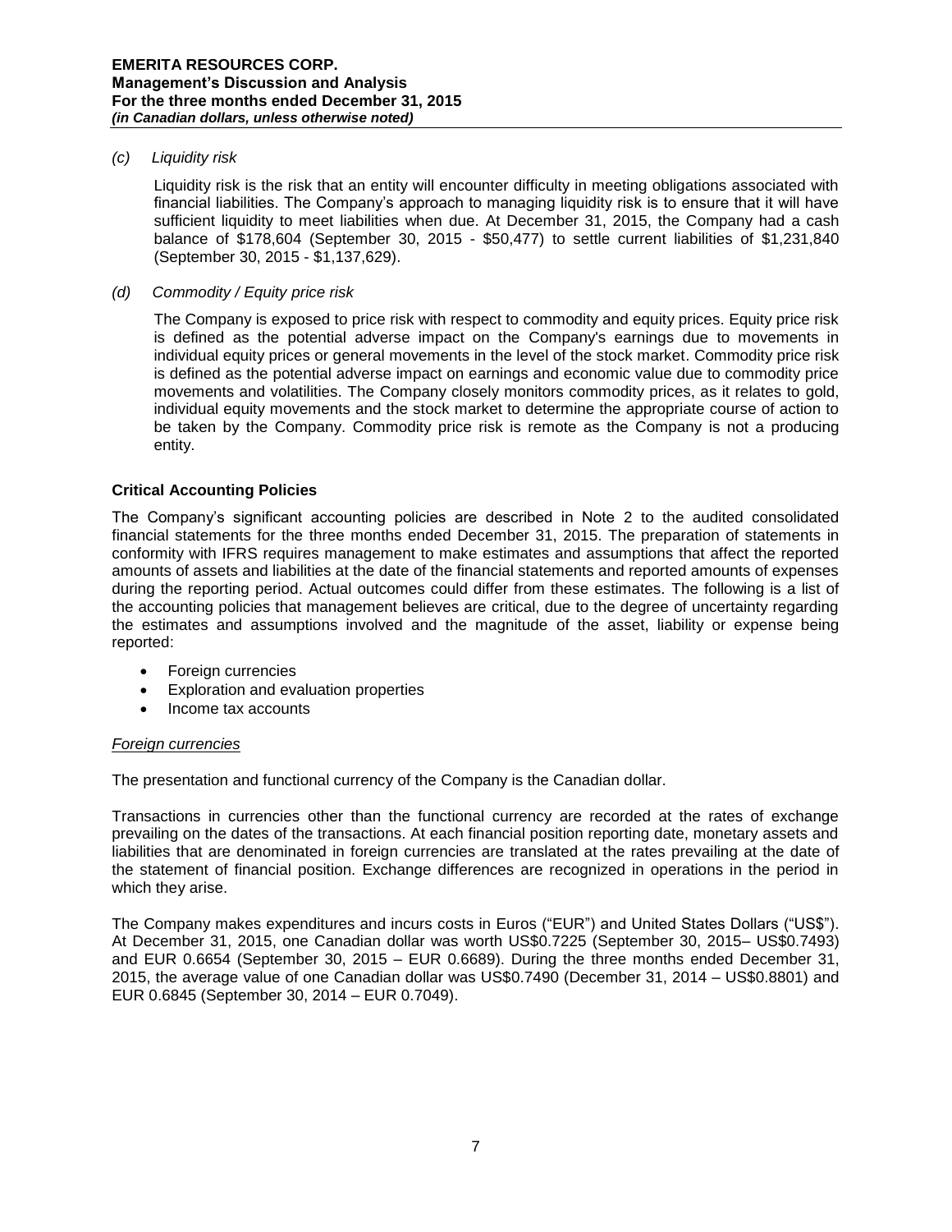*(c) Liquidity risk*

Liquidity risk is the risk that an entity will encounter difficulty in meeting obligations associated with financial liabilities. The Company's approach to managing liquidity risk is to ensure that it will have sufficient liquidity to meet liabilities when due. At December 31, 2015, the Company had a cash balance of $178,604 (September 30, 2015 - $50,477) to settle current liabilities of $1,231,840 (September 30, 2015 - $1,137,629).

*(d) Commodity / Equity price risk*

The Company is exposed to price risk with respect to commodity and equity prices. Equity price risk is defined as the potential adverse impact on the Company's earnings due to movements in individual equity prices or general movements in the level of the stock market. Commodity price risk is defined as the potential adverse impact on earnings and economic value due to commodity price movements and volatilities. The Company closely monitors commodity prices, as it relates to gold, individual equity movements and the stock market to determine the appropriate course of action to be taken by the Company. Commodity price risk is remote as the Company is not a producing entity.

## Critical Accounting Policies

The Company's significant accounting policies are described in Note 2 to the audited consolidated financial statements for the three months ended December 31, 2015. The preparation of statements in conformity with IFRS requires management to make estimates and assumptions that affect the reported amounts of assets and liabilities at the date of the financial statements and reported amounts of expenses during the reporting period. Actual outcomes could differ from these estimates. The following is a list of the accounting policies that management believes are critical, due to the degree of uncertainty regarding the estimates and assumptions involved and the magnitude of the asset, liability or expense being reported:

- Foreign currencies
- Exploration and evaluation properties
- Income tax accounts

*Foreign currencies*

The presentation and functional currency of the Company is the Canadian dollar.

Transactions in currencies other than the functional currency are recorded at the rates of exchange prevailing on the dates of the transactions. At each financial position reporting date, monetary assets and liabilities that are denominated in foreign currencies are translated at the rates prevailing at the date of the statement of financial position. Exchange differences are recognized in operations in the period in which they arise.

The Company makes expenditures and incurs costs in Euros ("EUR") and United States Dollars ("US$"). At December 31, 2015, one Canadian dollar was worth US$0.7225 (September 30, 2015– US$0.7493) and EUR 0.6654 (September 30, 2015 – EUR 0.6689). During the three months ended December 31, 2015, the average value of one Canadian dollar was US$0.7490 (December 31, 2014 – US$0.8801) and EUR 0.6845 (September 30, 2014 – EUR 0.7049).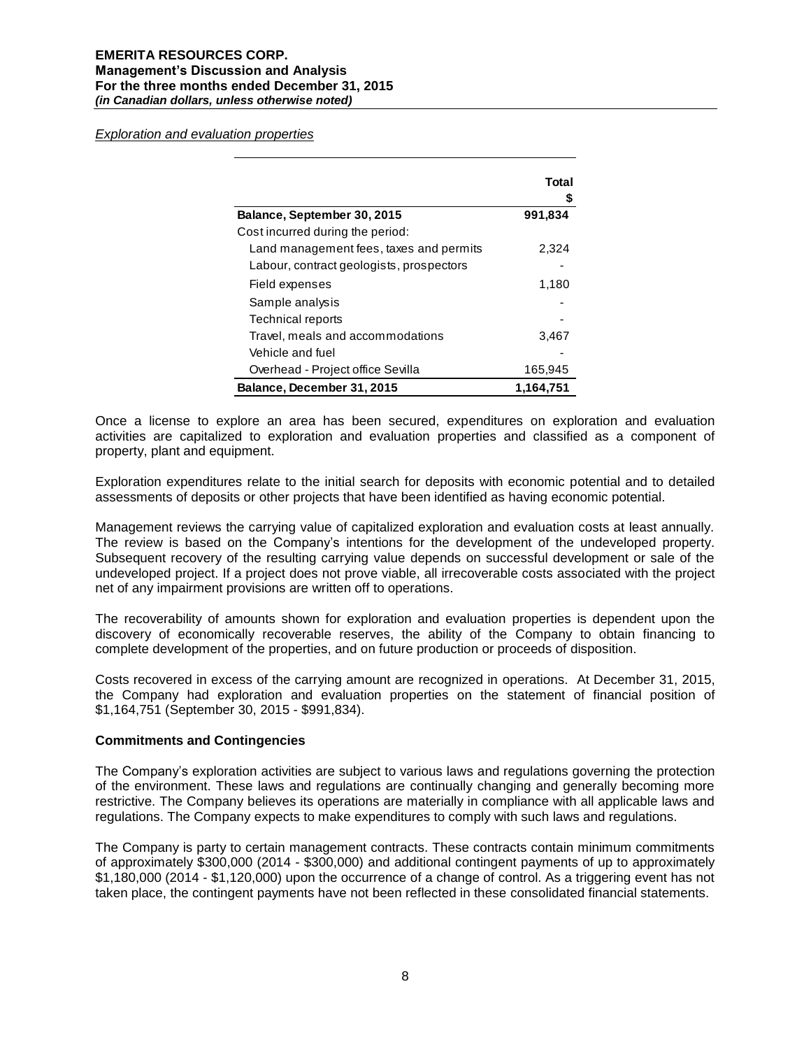*Exploration and evaluation properties*

| | Total $ |
|---|---|
| **Balance, September 30, 2015** | **991,834** |
| Cost incurred during the period: | |
| Land management fees, taxes and permits | 2,324 |
| Labour, contract geologists, prospectors | - |
| Field expenses | 1,180 |
| Sample analysis | - |
| Technical reports | - |
| Travel, meals and accommodations | 3,467 |
| Vehicle and fuel | - |
| Overhead - Project office Sevilla | 165,945 |
| **Balance, December 31, 2015** | **1,164,751** |

Once a license to explore an area has been secured, expenditures on exploration and evaluation activities are capitalized to exploration and evaluation properties and classified as a component of property, plant and equipment.

Exploration expenditures relate to the initial search for deposits with economic potential and to detailed assessments of deposits or other projects that have been identified as having economic potential.

Management reviews the carrying value of capitalized exploration and evaluation costs at least annually. The review is based on the Company's intentions for the development of the undeveloped property. Subsequent recovery of the resulting carrying value depends on successful development or sale of the undeveloped project. If a project does not prove viable, all irrecoverable costs associated with the project net of any impairment provisions are written off to operations.

The recoverability of amounts shown for exploration and evaluation properties is dependent upon the discovery of economically recoverable reserves, the ability of the Company to obtain financing to complete development of the properties, and on future production or proceeds of disposition.

Costs recovered in excess of the carrying amount are recognized in operations. At December 31, 2015, the Company had exploration and evaluation properties on the statement of financial position of $1,164,751 (September 30, 2015 - $991,834).

**Commitments and Contingencies**

The Company's exploration activities are subject to various laws and regulations governing the protection of the environment. These laws and regulations are continually changing and generally becoming more restrictive. The Company believes its operations are materially in compliance with all applicable laws and regulations. The Company expects to make expenditures to comply with such laws and regulations.

The Company is party to certain management contracts. These contracts contain minimum commitments of approximately $300,000 (2014 - $300,000) and additional contingent payments of up to approximately $1,180,000 (2014 - $1,120,000) upon the occurrence of a change of control. As a triggering event has not taken place, the contingent payments have not been reflected in these consolidated financial statements.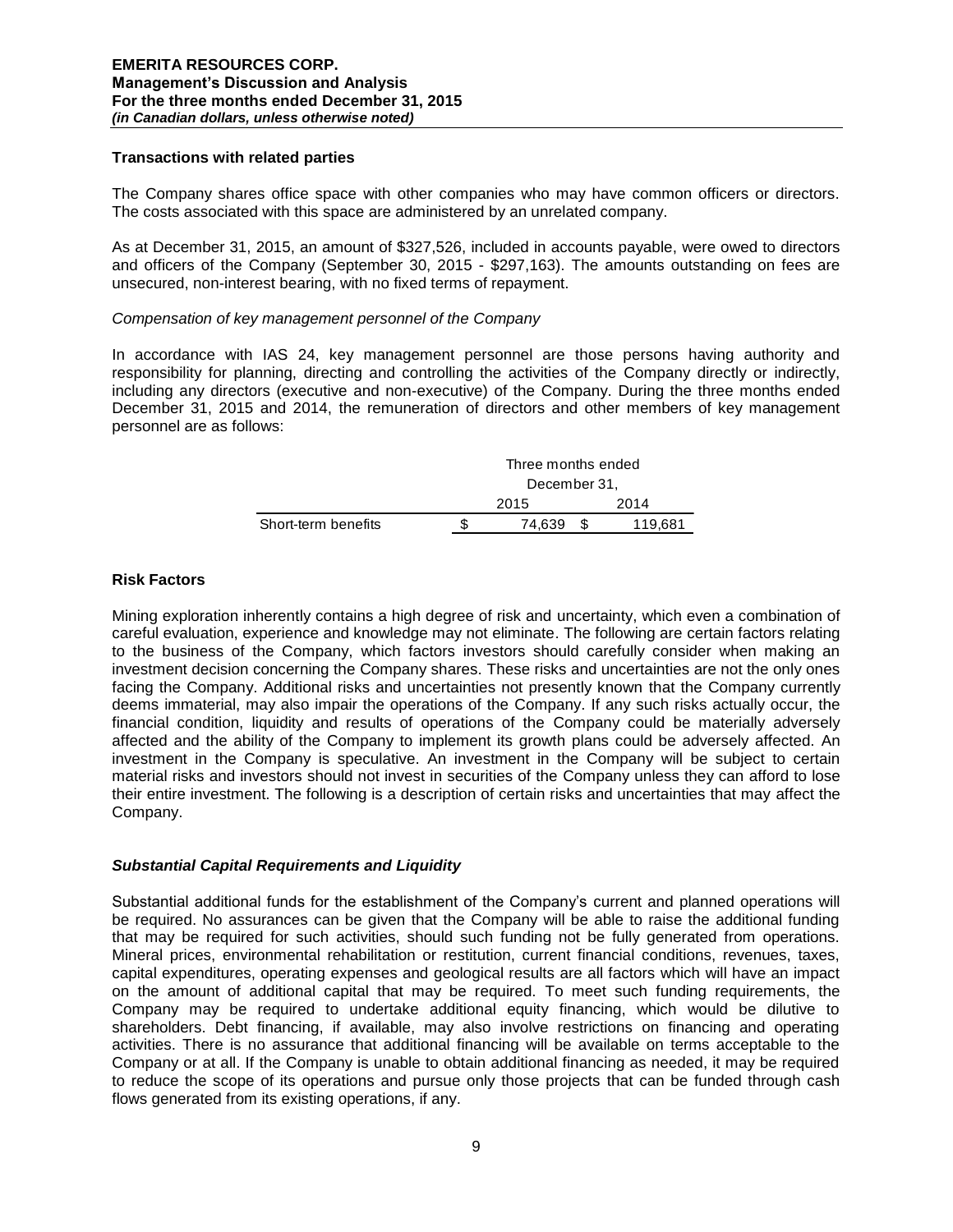### Transactions with related parties

The Company shares office space with other companies who may have common officers or directors. The costs associated with this space are administered by an unrelated company.

As at December 31, 2015, an amount of $327,526, included in accounts payable, were owed to directors and officers of the Company (September 30, 2015 - $297,163). The amounts outstanding on fees are unsecured, non-interest bearing, with no fixed terms of repayment.

*Compensation of key management personnel of the Company*

In accordance with IAS 24, key management personnel are those persons having authority and responsibility for planning, directing and controlling the activities of the Company directly or indirectly, including any directors (executive and non-executive) of the Company. During the three months ended December 31, 2015 and 2014, the remuneration of directors and other members of key management personnel are as follows:

| | Three months ended December 31, | |
|---|---|---|
| | 2015 | 2014 |
| Short-term benefits | $ 74,639 | $ 119,681 |

### Risk Factors

Mining exploration inherently contains a high degree of risk and uncertainty, which even a combination of careful evaluation, experience and knowledge may not eliminate. The following are certain factors relating to the business of the Company, which factors investors should carefully consider when making an investment decision concerning the Company shares. These risks and uncertainties are not the only ones facing the Company. Additional risks and uncertainties not presently known that the Company currently deems immaterial, may also impair the operations of the Company. If any such risks actually occur, the financial condition, liquidity and results of operations of the Company could be materially adversely affected and the ability of the Company to implement its growth plans could be adversely affected. An investment in the Company is speculative. An investment in the Company will be subject to certain material risks and investors should not invest in securities of the Company unless they can afford to lose their entire investment. The following is a description of certain risks and uncertainties that may affect the Company.

#### *Substantial Capital Requirements and Liquidity*

Substantial additional funds for the establishment of the Company's current and planned operations will be required. No assurances can be given that the Company will be able to raise the additional funding that may be required for such activities, should such funding not be fully generated from operations. Mineral prices, environmental rehabilitation or restitution, current financial conditions, revenues, taxes, capital expenditures, operating expenses and geological results are all factors which will have an impact on the amount of additional capital that may be required. To meet such funding requirements, the Company may be required to undertake additional equity financing, which would be dilutive to shareholders. Debt financing, if available, may also involve restrictions on financing and operating activities. There is no assurance that additional financing will be available on terms acceptable to the Company or at all. If the Company is unable to obtain additional financing as needed, it may be required to reduce the scope of its operations and pursue only those projects that can be funded through cash flows generated from its existing operations, if any.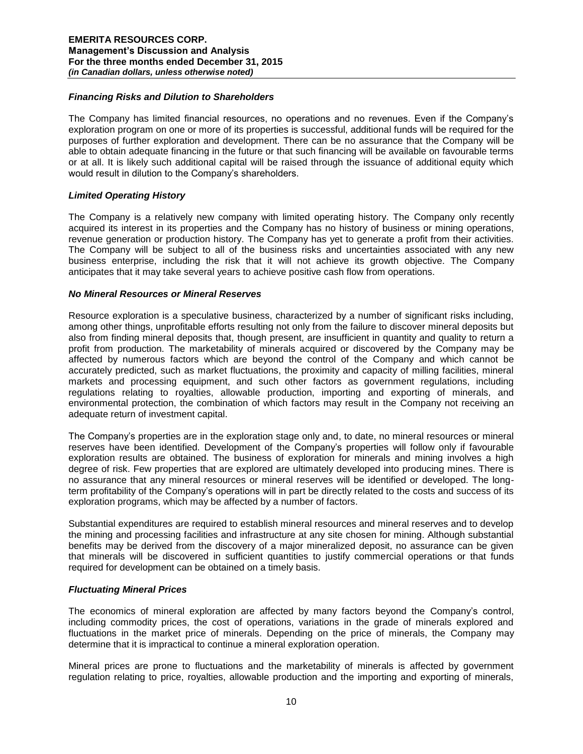### *Financing Risks and Dilution to Shareholders*

The Company has limited financial resources, no operations and no revenues. Even if the Company's exploration program on one or more of its properties is successful, additional funds will be required for the purposes of further exploration and development. There can be no assurance that the Company will be able to obtain adequate financing in the future or that such financing will be available on favourable terms or at all. It is likely such additional capital will be raised through the issuance of additional equity which would result in dilution to the Company's shareholders.

### *Limited Operating History*

The Company is a relatively new company with limited operating history. The Company only recently acquired its interest in its properties and the Company has no history of business or mining operations, revenue generation or production history. The Company has yet to generate a profit from their activities. The Company will be subject to all of the business risks and uncertainties associated with any new business enterprise, including the risk that it will not achieve its growth objective. The Company anticipates that it may take several years to achieve positive cash flow from operations.

### *No Mineral Resources or Mineral Reserves*

Resource exploration is a speculative business, characterized by a number of significant risks including, among other things, unprofitable efforts resulting not only from the failure to discover mineral deposits but also from finding mineral deposits that, though present, are insufficient in quantity and quality to return a profit from production. The marketability of minerals acquired or discovered by the Company may be affected by numerous factors which are beyond the control of the Company and which cannot be accurately predicted, such as market fluctuations, the proximity and capacity of milling facilities, mineral markets and processing equipment, and such other factors as government regulations, including regulations relating to royalties, allowable production, importing and exporting of minerals, and environmental protection, the combination of which factors may result in the Company not receiving an adequate return of investment capital.

The Company's properties are in the exploration stage only and, to date, no mineral resources or mineral reserves have been identified. Development of the Company's properties will follow only if favourable exploration results are obtained. The business of exploration for minerals and mining involves a high degree of risk. Few properties that are explored are ultimately developed into producing mines. There is no assurance that any mineral resources or mineral reserves will be identified or developed. The long-term profitability of the Company's operations will in part be directly related to the costs and success of its exploration programs, which may be affected by a number of factors.

Substantial expenditures are required to establish mineral resources and mineral reserves and to develop the mining and processing facilities and infrastructure at any site chosen for mining. Although substantial benefits may be derived from the discovery of a major mineralized deposit, no assurance can be given that minerals will be discovered in sufficient quantities to justify commercial operations or that funds required for development can be obtained on a timely basis.

### *Fluctuating Mineral Prices*

The economics of mineral exploration are affected by many factors beyond the Company's control, including commodity prices, the cost of operations, variations in the grade of minerals explored and fluctuations in the market price of minerals. Depending on the price of minerals, the Company may determine that it is impractical to continue a mineral exploration operation.

Mineral prices are prone to fluctuations and the marketability of minerals is affected by government regulation relating to price, royalties, allowable production and the importing and exporting of minerals,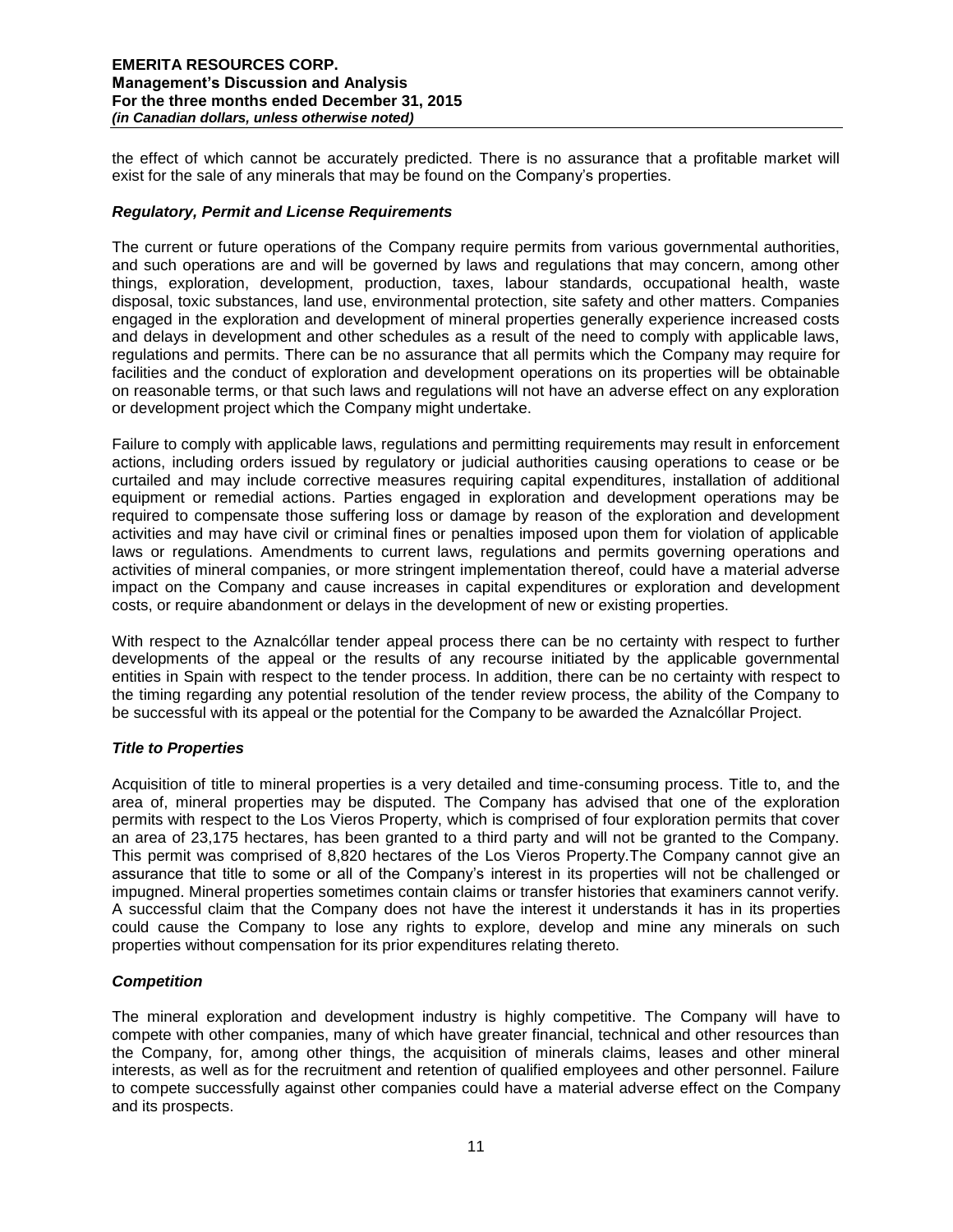the effect of which cannot be accurately predicted. There is no assurance that a profitable market will exist for the sale of any minerals that may be found on the Company's properties.

### *Regulatory, Permit and License Requirements*

The current or future operations of the Company require permits from various governmental authorities, and such operations are and will be governed by laws and regulations that may concern, among other things, exploration, development, production, taxes, labour standards, occupational health, waste disposal, toxic substances, land use, environmental protection, site safety and other matters. Companies engaged in the exploration and development of mineral properties generally experience increased costs and delays in development and other schedules as a result of the need to comply with applicable laws, regulations and permits. There can be no assurance that all permits which the Company may require for facilities and the conduct of exploration and development operations on its properties will be obtainable on reasonable terms, or that such laws and regulations will not have an adverse effect on any exploration or development project which the Company might undertake.

Failure to comply with applicable laws, regulations and permitting requirements may result in enforcement actions, including orders issued by regulatory or judicial authorities causing operations to cease or be curtailed and may include corrective measures requiring capital expenditures, installation of additional equipment or remedial actions. Parties engaged in exploration and development operations may be required to compensate those suffering loss or damage by reason of the exploration and development activities and may have civil or criminal fines or penalties imposed upon them for violation of applicable laws or regulations. Amendments to current laws, regulations and permits governing operations and activities of mineral companies, or more stringent implementation thereof, could have a material adverse impact on the Company and cause increases in capital expenditures or exploration and development costs, or require abandonment or delays in the development of new or existing properties.

With respect to the Aznalcóllar tender appeal process there can be no certainty with respect to further developments of the appeal or the results of any recourse initiated by the applicable governmental entities in Spain with respect to the tender process. In addition, there can be no certainty with respect to the timing regarding any potential resolution of the tender review process, the ability of the Company to be successful with its appeal or the potential for the Company to be awarded the Aznalcóllar Project.

### *Title to Properties*

Acquisition of title to mineral properties is a very detailed and time-consuming process. Title to, and the area of, mineral properties may be disputed. The Company has advised that one of the exploration permits with respect to the Los Vieros Property, which is comprised of four exploration permits that cover an area of 23,175 hectares, has been granted to a third party and will not be granted to the Company. This permit was comprised of 8,820 hectares of the Los Vieros Property.The Company cannot give an assurance that title to some or all of the Company's interest in its properties will not be challenged or impugned. Mineral properties sometimes contain claims or transfer histories that examiners cannot verify. A successful claim that the Company does not have the interest it understands it has in its properties could cause the Company to lose any rights to explore, develop and mine any minerals on such properties without compensation for its prior expenditures relating thereto.

### *Competition*

The mineral exploration and development industry is highly competitive. The Company will have to compete with other companies, many of which have greater financial, technical and other resources than the Company, for, among other things, the acquisition of minerals claims, leases and other mineral interests, as well as for the recruitment and retention of qualified employees and other personnel. Failure to compete successfully against other companies could have a material adverse effect on the Company and its prospects.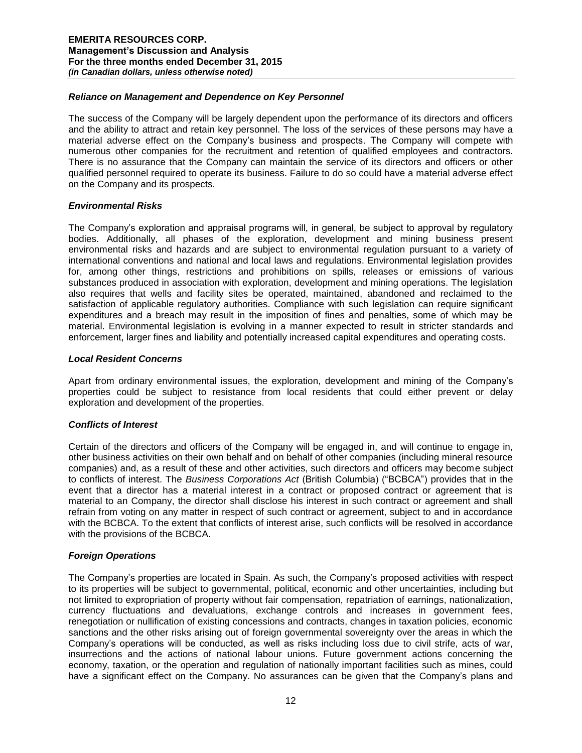### *Reliance on Management and Dependence on Key Personnel*

The success of the Company will be largely dependent upon the performance of its directors and officers and the ability to attract and retain key personnel. The loss of the services of these persons may have a material adverse effect on the Company's business and prospects. The Company will compete with numerous other companies for the recruitment and retention of qualified employees and contractors. There is no assurance that the Company can maintain the service of its directors and officers or other qualified personnel required to operate its business. Failure to do so could have a material adverse effect on the Company and its prospects.

### *Environmental Risks*

The Company's exploration and appraisal programs will, in general, be subject to approval by regulatory bodies. Additionally, all phases of the exploration, development and mining business present environmental risks and hazards and are subject to environmental regulation pursuant to a variety of international conventions and national and local laws and regulations. Environmental legislation provides for, among other things, restrictions and prohibitions on spills, releases or emissions of various substances produced in association with exploration, development and mining operations. The legislation also requires that wells and facility sites be operated, maintained, abandoned and reclaimed to the satisfaction of applicable regulatory authorities. Compliance with such legislation can require significant expenditures and a breach may result in the imposition of fines and penalties, some of which may be material. Environmental legislation is evolving in a manner expected to result in stricter standards and enforcement, larger fines and liability and potentially increased capital expenditures and operating costs.

### *Local Resident Concerns*

Apart from ordinary environmental issues, the exploration, development and mining of the Company's properties could be subject to resistance from local residents that could either prevent or delay exploration and development of the properties.

### *Conflicts of Interest*

Certain of the directors and officers of the Company will be engaged in, and will continue to engage in, other business activities on their own behalf and on behalf of other companies (including mineral resource companies) and, as a result of these and other activities, such directors and officers may become subject to conflicts of interest. The *Business Corporations Act* (British Columbia) ("BCBCA") provides that in the event that a director has a material interest in a contract or proposed contract or agreement that is material to an Company, the director shall disclose his interest in such contract or agreement and shall refrain from voting on any matter in respect of such contract or agreement, subject to and in accordance with the BCBCA. To the extent that conflicts of interest arise, such conflicts will be resolved in accordance with the provisions of the BCBCA.

### *Foreign Operations*

The Company's properties are located in Spain. As such, the Company's proposed activities with respect to its properties will be subject to governmental, political, economic and other uncertainties, including but not limited to expropriation of property without fair compensation, repatriation of earnings, nationalization, currency fluctuations and devaluations, exchange controls and increases in government fees, renegotiation or nullification of existing concessions and contracts, changes in taxation policies, economic sanctions and the other risks arising out of foreign governmental sovereignty over the areas in which the Company's operations will be conducted, as well as risks including loss due to civil strife, acts of war, insurrections and the actions of national labour unions. Future government actions concerning the economy, taxation, or the operation and regulation of nationally important facilities such as mines, could have a significant effect on the Company. No assurances can be given that the Company's plans and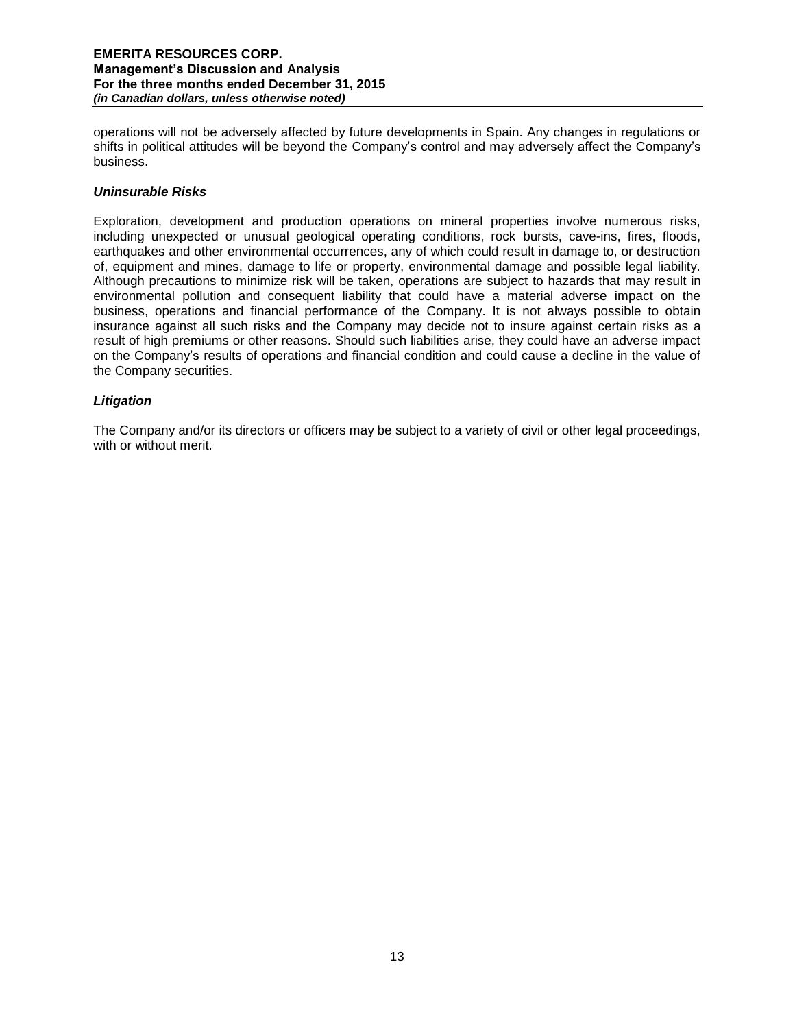operations will not be adversely affected by future developments in Spain. Any changes in regulations or shifts in political attitudes will be beyond the Company's control and may adversely affect the Company's business.

### *Uninsurable Risks*

Exploration, development and production operations on mineral properties involve numerous risks, including unexpected or unusual geological operating conditions, rock bursts, cave-ins, fires, floods, earthquakes and other environmental occurrences, any of which could result in damage to, or destruction of, equipment and mines, damage to life or property, environmental damage and possible legal liability. Although precautions to minimize risk will be taken, operations are subject to hazards that may result in environmental pollution and consequent liability that could have a material adverse impact on the business, operations and financial performance of the Company. It is not always possible to obtain insurance against all such risks and the Company may decide not to insure against certain risks as a result of high premiums or other reasons. Should such liabilities arise, they could have an adverse impact on the Company's results of operations and financial condition and could cause a decline in the value of the Company securities.

### *Litigation*

The Company and/or its directors or officers may be subject to a variety of civil or other legal proceedings, with or without merit.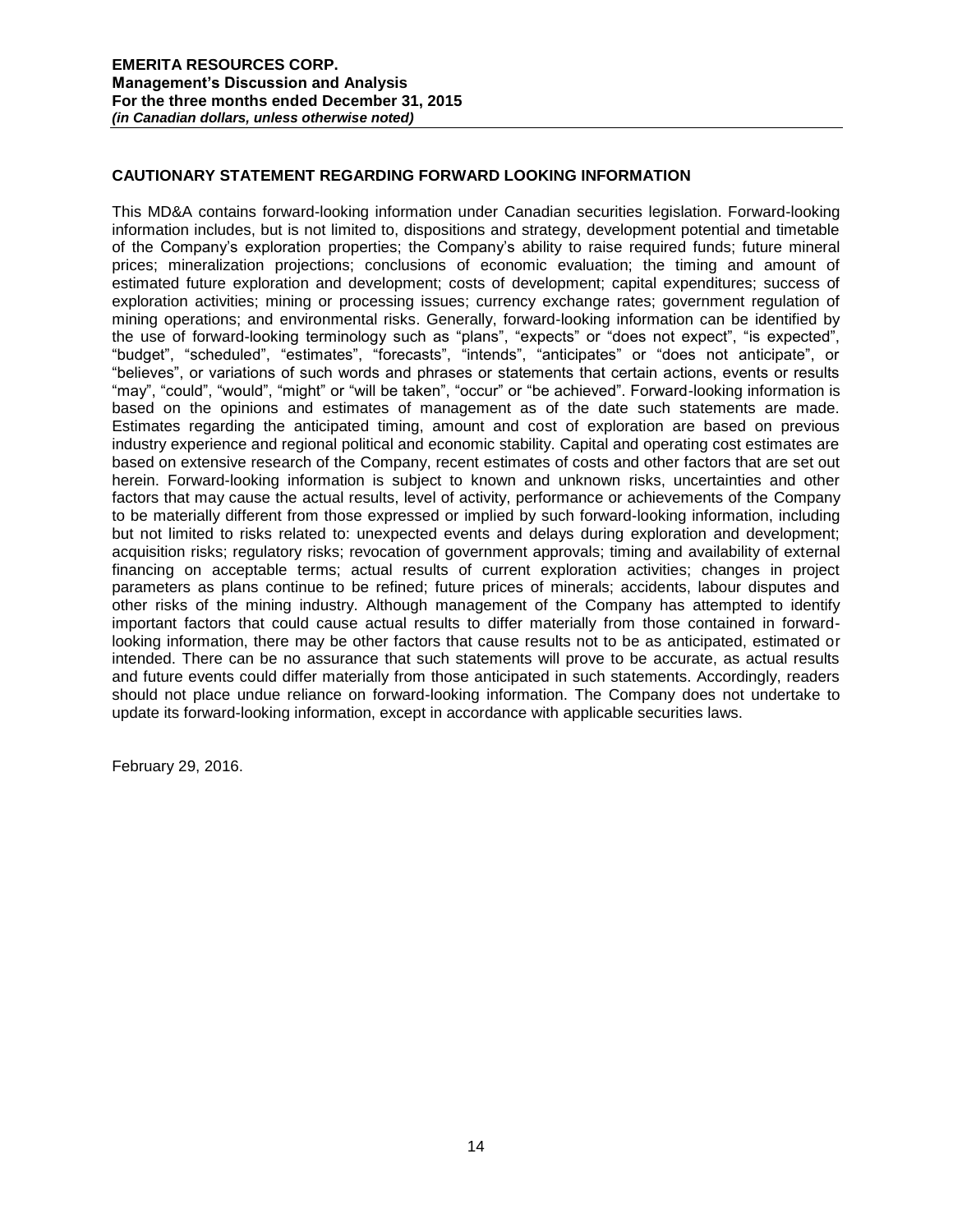## CAUTIONARY STATEMENT REGARDING FORWARD LOOKING INFORMATION

This MD&A contains forward-looking information under Canadian securities legislation. Forward-looking information includes, but is not limited to, dispositions and strategy, development potential and timetable of the Company's exploration properties; the Company's ability to raise required funds; future mineral prices; mineralization projections; conclusions of economic evaluation; the timing and amount of estimated future exploration and development; costs of development; capital expenditures; success of exploration activities; mining or processing issues; currency exchange rates; government regulation of mining operations; and environmental risks. Generally, forward-looking information can be identified by the use of forward-looking terminology such as "plans", "expects" or "does not expect", "is expected", "budget", "scheduled", "estimates", "forecasts", "intends", "anticipates" or "does not anticipate", or "believes", or variations of such words and phrases or statements that certain actions, events or results "may", "could", "would", "might" or "will be taken", "occur" or "be achieved". Forward-looking information is based on the opinions and estimates of management as of the date such statements are made. Estimates regarding the anticipated timing, amount and cost of exploration are based on previous industry experience and regional political and economic stability. Capital and operating cost estimates are based on extensive research of the Company, recent estimates of costs and other factors that are set out herein. Forward-looking information is subject to known and unknown risks, uncertainties and other factors that may cause the actual results, level of activity, performance or achievements of the Company to be materially different from those expressed or implied by such forward-looking information, including but not limited to risks related to: unexpected events and delays during exploration and development; acquisition risks; regulatory risks; revocation of government approvals; timing and availability of external financing on acceptable terms; actual results of current exploration activities; changes in project parameters as plans continue to be refined; future prices of minerals; accidents, labour disputes and other risks of the mining industry. Although management of the Company has attempted to identify important factors that could cause actual results to differ materially from those contained in forward-looking information, there may be other factors that cause results not to be as anticipated, estimated or intended. There can be no assurance that such statements will prove to be accurate, as actual results and future events could differ materially from those anticipated in such statements. Accordingly, readers should not place undue reliance on forward-looking information. The Company does not undertake to update its forward-looking information, except in accordance with applicable securities laws.

February 29, 2016.